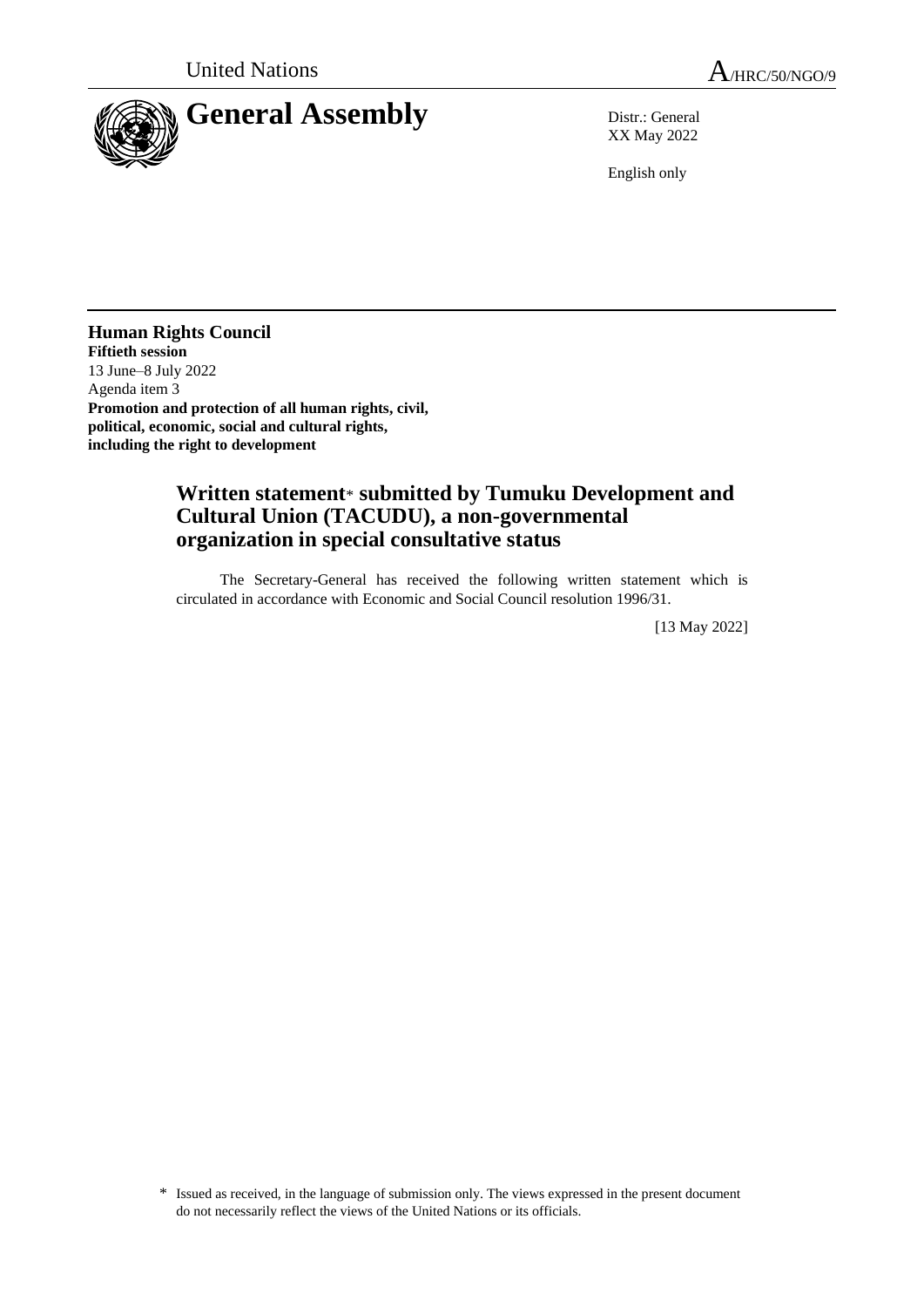United Nations

A/HRC/50/NGO/9

# General Assembly

Distr.: General
XX May 2022

English only

**Human Rights Council**
**Fiftieth session**
13 June–8 July 2022
Agenda item 3
**Promotion and protection of all human rights, civil, political, economic, social and cultural rights, including the right to development**

## Written statement* submitted by Tumuku Development and Cultural Union (TACUDU), a non-governmental organization in special consultative status

The Secretary-General has received the following written statement which is circulated in accordance with Economic and Social Council resolution 1996/31.

[13 May 2022]

\* Issued as received, in the language of submission only. The views expressed in the present document do not necessarily reflect the views of the United Nations or its officials.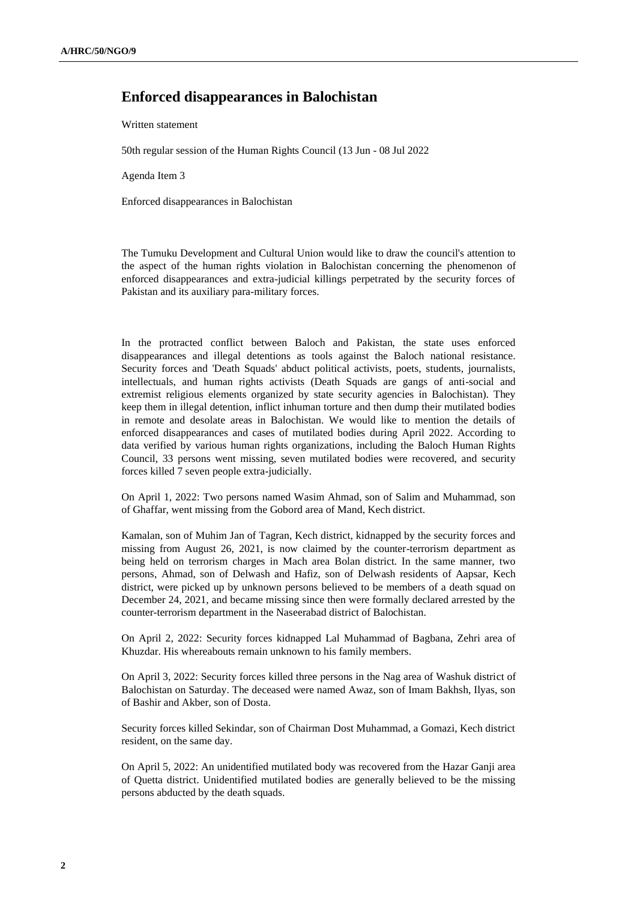# Enforced disappearances in Balochistan

Written statement

50th regular session of the Human Rights Council (13 Jun - 08 Jul 2022

Agenda Item 3

Enforced disappearances in Balochistan

The Tumuku Development and Cultural Union would like to draw the council's attention to the aspect of the human rights violation in Balochistan concerning the phenomenon of enforced disappearances and extra-judicial killings perpetrated by the security forces of Pakistan and its auxiliary para-military forces.

In the protracted conflict between Baloch and Pakistan, the state uses enforced disappearances and illegal detentions as tools against the Baloch national resistance. Security forces and 'Death Squads' abduct political activists, poets, students, journalists, intellectuals, and human rights activists (Death Squads are gangs of anti-social and extremist religious elements organized by state security agencies in Balochistan). They keep them in illegal detention, inflict inhuman torture and then dump their mutilated bodies in remote and desolate areas in Balochistan. We would like to mention the details of enforced disappearances and cases of mutilated bodies during April 2022. According to data verified by various human rights organizations, including the Baloch Human Rights Council, 33 persons went missing, seven mutilated bodies were recovered, and security forces killed 7 seven people extra-judicially.

On April 1, 2022: Two persons named Wasim Ahmad, son of Salim and Muhammad, son of Ghaffar, went missing from the Gobord area of Mand, Kech district.

Kamalan, son of Muhim Jan of Tagran, Kech district, kidnapped by the security forces and missing from August 26, 2021, is now claimed by the counter-terrorism department as being held on terrorism charges in Mach area Bolan district. In the same manner, two persons, Ahmad, son of Delwash and Hafiz, son of Delwash residents of Aapsar, Kech district, were picked up by unknown persons believed to be members of a death squad on December 24, 2021, and became missing since then were formally declared arrested by the counter-terrorism department in the Naseerabad district of Balochistan.

On April 2, 2022: Security forces kidnapped Lal Muhammad of Bagbana, Zehri area of Khuzdar. His whereabouts remain unknown to his family members.

On April 3, 2022: Security forces killed three persons in the Nag area of Washuk district of Balochistan on Saturday. The deceased were named Awaz, son of Imam Bakhsh, Ilyas, son of Bashir and Akber, son of Dosta.

Security forces killed Sekindar, son of Chairman Dost Muhammad, a Gomazi, Kech district resident, on the same day.

On April 5, 2022: An unidentified mutilated body was recovered from the Hazar Ganji area of Quetta district. Unidentified mutilated bodies are generally believed to be the missing persons abducted by the death squads.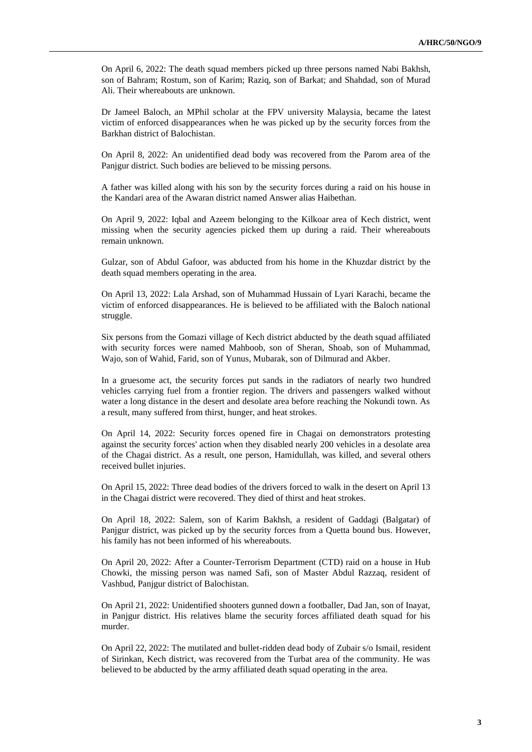On April 6, 2022: The death squad members picked up three persons named Nabi Bakhsh, son of Bahram; Rostum, son of Karim; Raziq, son of Barkat; and Shahdad, son of Murad Ali. Their whereabouts are unknown.

Dr Jameel Baloch, an MPhil scholar at the FPV university Malaysia, became the latest victim of enforced disappearances when he was picked up by the security forces from the Barkhan district of Balochistan.

On April 8, 2022: An unidentified dead body was recovered from the Parom area of the Panjgur district. Such bodies are believed to be missing persons.

A father was killed along with his son by the security forces during a raid on his house in the Kandari area of the Awaran district named Answer alias Haibethan.

On April 9, 2022: Iqbal and Azeem belonging to the Kilkoar area of Kech district, went missing when the security agencies picked them up during a raid. Their whereabouts remain unknown.

Gulzar, son of Abdul Gafoor, was abducted from his home in the Khuzdar district by the death squad members operating in the area.

On April 13, 2022: Lala Arshad, son of Muhammad Hussain of Lyari Karachi, became the victim of enforced disappearances. He is believed to be affiliated with the Baloch national struggle.

Six persons from the Gomazi village of Kech district abducted by the death squad affiliated with security forces were named Mahboob, son of Sheran, Shoab, son of Muhammad, Wajo, son of Wahid, Farid, son of Yunus, Mubarak, son of Dilmurad and Akber.

In a gruesome act, the security forces put sands in the radiators of nearly two hundred vehicles carrying fuel from a frontier region. The drivers and passengers walked without water a long distance in the desert and desolate area before reaching the Nokundi town. As a result, many suffered from thirst, hunger, and heat strokes.

On April 14, 2022: Security forces opened fire in Chagai on demonstrators protesting against the security forces' action when they disabled nearly 200 vehicles in a desolate area of the Chagai district. As a result, one person, Hamidullah, was killed, and several others received bullet injuries.

On April 15, 2022: Three dead bodies of the drivers forced to walk in the desert on April 13 in the Chagai district were recovered. They died of thirst and heat strokes.

On April 18, 2022: Salem, son of Karim Bakhsh, a resident of Gaddagi (Balgatar) of Panjgur district, was picked up by the security forces from a Quetta bound bus. However, his family has not been informed of his whereabouts.

On April 20, 2022: After a Counter-Terrorism Department (CTD) raid on a house in Hub Chowki, the missing person was named Safi, son of Master Abdul Razzaq, resident of Vashbud, Panjgur district of Balochistan.

On April 21, 2022: Unidentified shooters gunned down a footballer, Dad Jan, son of Inayat, in Panjgur district. His relatives blame the security forces affiliated death squad for his murder.

On April 22, 2022: The mutilated and bullet-ridden dead body of Zubair s/o Ismail, resident of Sirinkan, Kech district, was recovered from the Turbat area of the community. He was believed to be abducted by the army affiliated death squad operating in the area.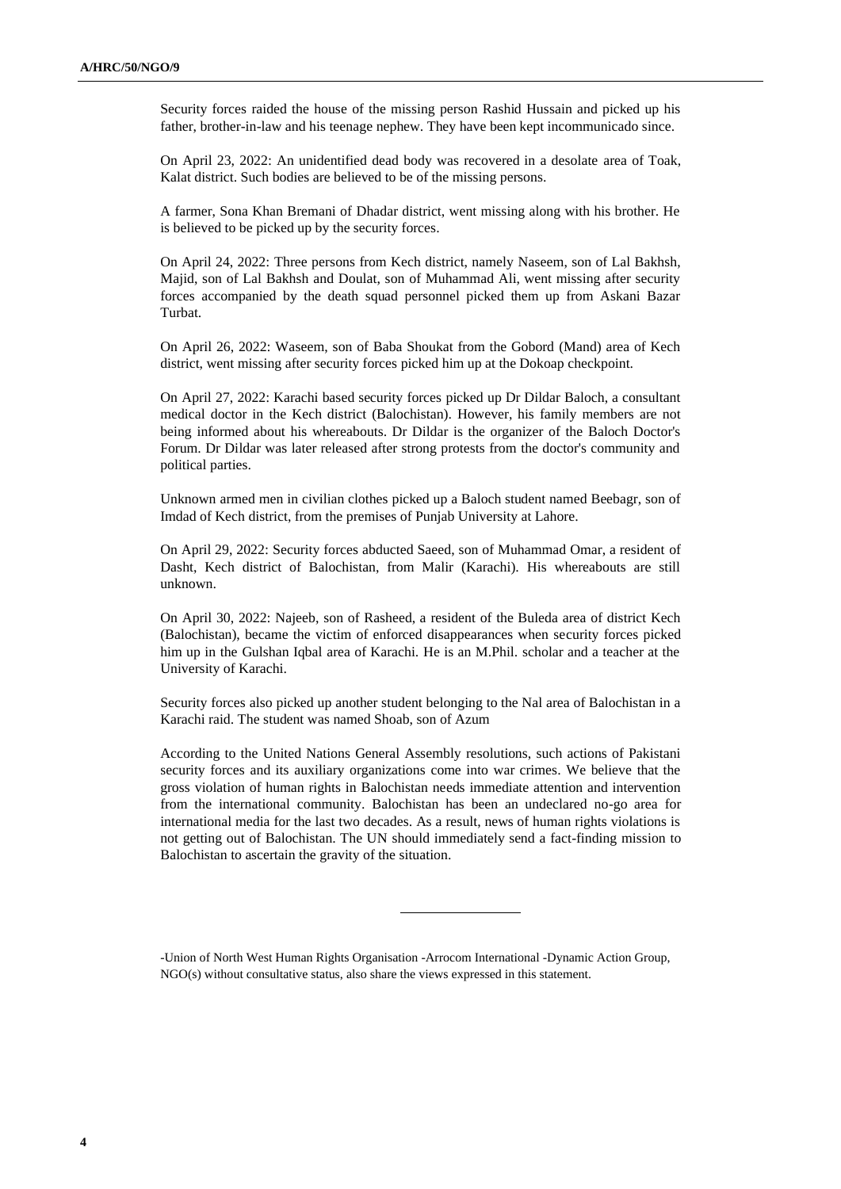Security forces raided the house of the missing person Rashid Hussain and picked up his father, brother-in-law and his teenage nephew. They have been kept incommunicado since.

On April 23, 2022: An unidentified dead body was recovered in a desolate area of Toak, Kalat district. Such bodies are believed to be of the missing persons.

A farmer, Sona Khan Bremani of Dhadar district, went missing along with his brother. He is believed to be picked up by the security forces.

On April 24, 2022: Three persons from Kech district, namely Naseem, son of Lal Bakhsh, Majid, son of Lal Bakhsh and Doulat, son of Muhammad Ali, went missing after security forces accompanied by the death squad personnel picked them up from Askani Bazar Turbat.

On April 26, 2022: Waseem, son of Baba Shoukat from the Gobord (Mand) area of Kech district, went missing after security forces picked him up at the Dokoap checkpoint.

On April 27, 2022: Karachi based security forces picked up Dr Dildar Baloch, a consultant medical doctor in the Kech district (Balochistan). However, his family members are not being informed about his whereabouts. Dr Dildar is the organizer of the Baloch Doctor's Forum. Dr Dildar was later released after strong protests from the doctor's community and political parties.

Unknown armed men in civilian clothes picked up a Baloch student named Beebagr, son of Imdad of Kech district, from the premises of Punjab University at Lahore.

On April 29, 2022: Security forces abducted Saeed, son of Muhammad Omar, a resident of Dasht, Kech district of Balochistan, from Malir (Karachi). His whereabouts are still unknown.

On April 30, 2022: Najeeb, son of Rasheed, a resident of the Buleda area of district Kech (Balochistan), became the victim of enforced disappearances when security forces picked him up in the Gulshan Iqbal area of Karachi. He is an M.Phil. scholar and a teacher at the University of Karachi.

Security forces also picked up another student belonging to the Nal area of Balochistan in a Karachi raid. The student was named Shoab, son of Azum

According to the United Nations General Assembly resolutions, such actions of Pakistani security forces and its auxiliary organizations come into war crimes. We believe that the gross violation of human rights in Balochistan needs immediate attention and intervention from the international community. Balochistan has been an undeclared no-go area for international media for the last two decades. As a result, news of human rights violations is not getting out of Balochistan. The UN should immediately send a fact-finding mission to Balochistan to ascertain the gravity of the situation.

---

-Union of North West Human Rights Organisation -Arrocom International -Dynamic Action Group, NGO(s) without consultative status, also share the views expressed in this statement.